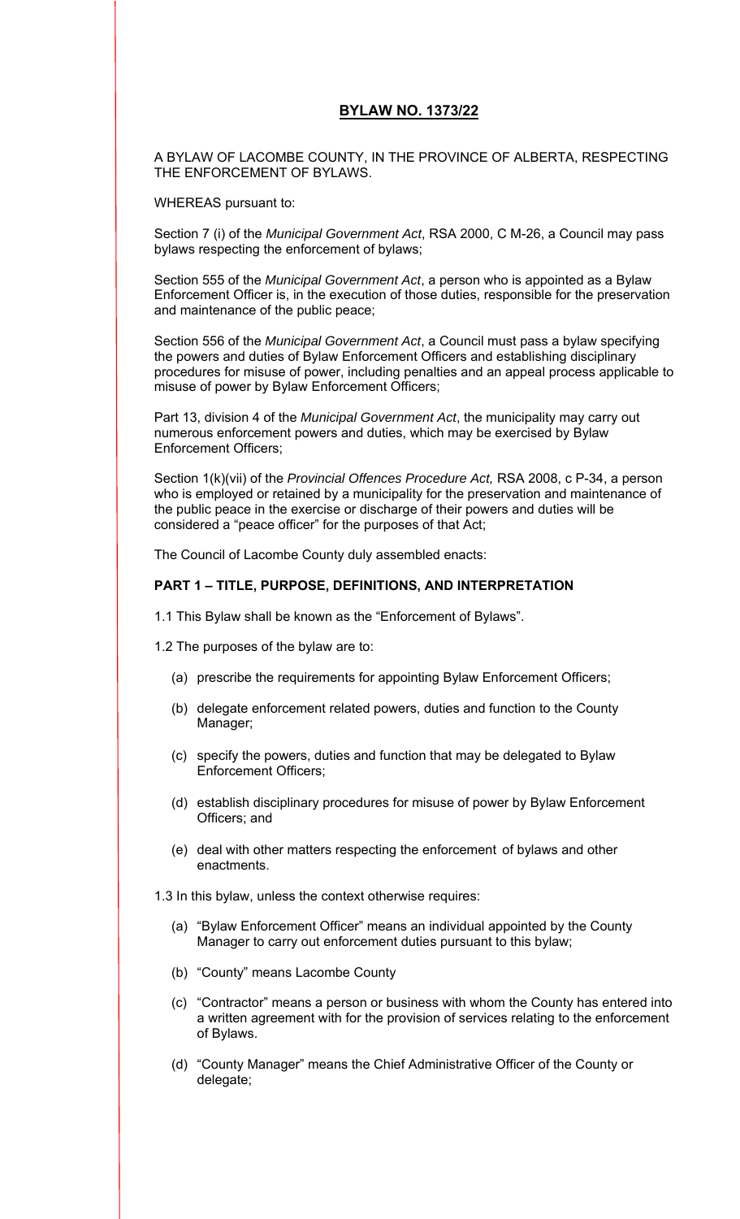## BYLAW NO. 1373/22

A BYLAW OF LACOMBE COUNTY, IN THE PROVINCE OF ALBERTA, RESPECTING THE ENFORCEMENT OF BYLAWS.

WHEREAS pursuant to:

Section 7 (i) of the *Municipal Government Act*, RSA 2000, C M-26, a Council may pass bylaws respecting the enforcement of bylaws;

Section 555 of the *Municipal Government Act*, a person who is appointed as a Bylaw Enforcement Officer is, in the execution of those duties, responsible for the preservation and maintenance of the public peace;

Section 556 of the *Municipal Government Act*, a Council must pass a bylaw specifying the powers and duties of Bylaw Enforcement Officers and establishing disciplinary procedures for misuse of power, including penalties and an appeal process applicable to misuse of power by Bylaw Enforcement Officers;

Part 13, division 4 of the *Municipal Government Act*, the municipality may carry out numerous enforcement powers and duties, which may be exercised by Bylaw Enforcement Officers;

Section 1(k)(vii) of the *Provincial Offences Procedure Act,* RSA 2008, c P-34, a person who is employed or retained by a municipality for the preservation and maintenance of the public peace in the exercise or discharge of their powers and duties will be considered a "peace officer" for the purposes of that Act;

The Council of Lacombe County duly assembled enacts:

### PART 1 – TITLE, PURPOSE, DEFINITIONS, AND INTERPRETATION

1.1 This Bylaw shall be known as the "Enforcement of Bylaws".

1.2 The purposes of the bylaw are to:

(a) prescribe the requirements for appointing Bylaw Enforcement Officers;

(b) delegate enforcement related powers, duties and function to the County Manager;

(c) specify the powers, duties and function that may be delegated to Bylaw Enforcement Officers;

(d) establish disciplinary procedures for misuse of power by Bylaw Enforcement Officers; and

(e) deal with other matters respecting the enforcement of bylaws and other enactments.

1.3 In this bylaw, unless the context otherwise requires:

(a) "Bylaw Enforcement Officer" means an individual appointed by the County Manager to carry out enforcement duties pursuant to this bylaw;

(b) "County" means Lacombe County

(c) "Contractor" means a person or business with whom the County has entered into a written agreement with for the provision of services relating to the enforcement of Bylaws.

(d) "County Manager" means the Chief Administrative Officer of the County or delegate;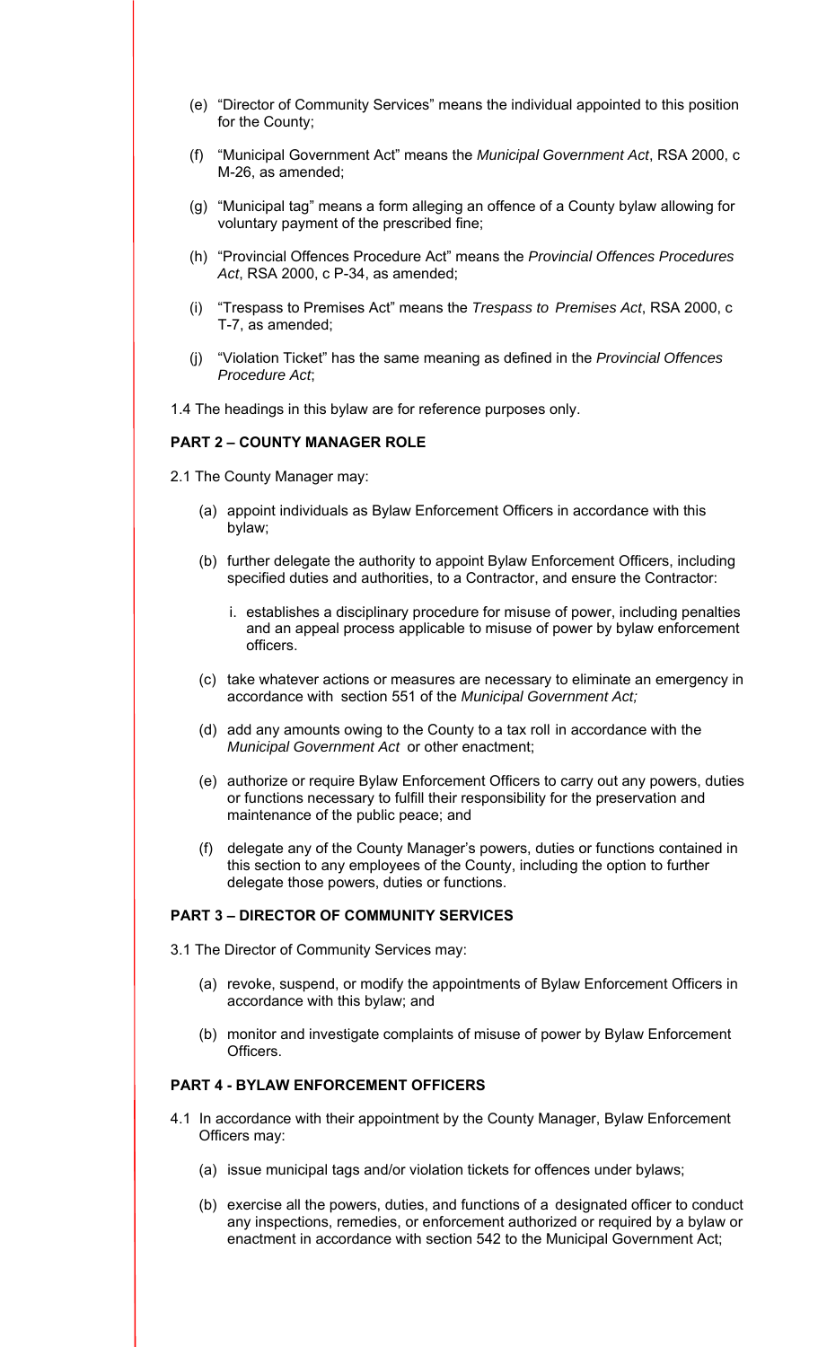(e) "Director of Community Services" means the individual appointed to this position for the County;

(f) "Municipal Government Act" means the *Municipal Government Act*, RSA 2000, c M-26, as amended;

(g) "Municipal tag" means a form alleging an offence of a County bylaw allowing for voluntary payment of the prescribed fine;

(h) "Provincial Offences Procedure Act" means the *Provincial Offences Procedures Act*, RSA 2000, c P-34, as amended;

(i) "Trespass to Premises Act" means the *Trespass to Premises Act*, RSA 2000, c T-7, as amended;

(j) "Violation Ticket" has the same meaning as defined in the *Provincial Offences Procedure Act*;

1.4 The headings in this bylaw are for reference purposes only.

**PART 2 – COUNTY MANAGER ROLE**

2.1 The County Manager may:

(a) appoint individuals as Bylaw Enforcement Officers in accordance with this bylaw;

(b) further delegate the authority to appoint Bylaw Enforcement Officers, including specified duties and authorities, to a Contractor, and ensure the Contractor:

i. establishes a disciplinary procedure for misuse of power, including penalties and an appeal process applicable to misuse of power by bylaw enforcement officers.

(c) take whatever actions or measures are necessary to eliminate an emergency in accordance with section 551 of the *Municipal Government Act;*

(d) add any amounts owing to the County to a tax roll in accordance with the *Municipal Government Act* or other enactment;

(e) authorize or require Bylaw Enforcement Officers to carry out any powers, duties or functions necessary to fulfill their responsibility for the preservation and maintenance of the public peace; and

(f) delegate any of the County Manager's powers, duties or functions contained in this section to any employees of the County, including the option to further delegate those powers, duties or functions.

**PART 3 – DIRECTOR OF COMMUNITY SERVICES**

3.1 The Director of Community Services may:

(a) revoke, suspend, or modify the appointments of Bylaw Enforcement Officers in accordance with this bylaw; and

(b) monitor and investigate complaints of misuse of power by Bylaw Enforcement Officers.

**PART 4 - BYLAW ENFORCEMENT OFFICERS**

4.1 In accordance with their appointment by the County Manager, Bylaw Enforcement Officers may:

(a) issue municipal tags and/or violation tickets for offences under bylaws;

(b) exercise all the powers, duties, and functions of a designated officer to conduct any inspections, remedies, or enforcement authorized or required by a bylaw or enactment in accordance with section 542 to the Municipal Government Act;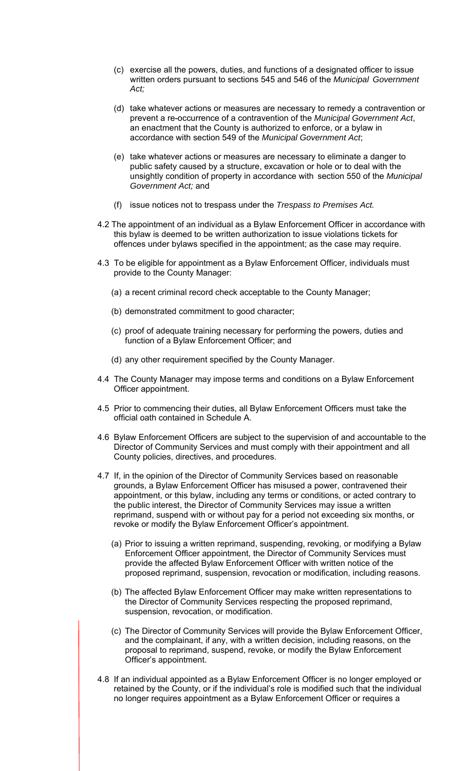(c) exercise all the powers, duties, and functions of a designated officer to issue written orders pursuant to sections 545 and 546 of the *Municipal Government Act;*

(d) take whatever actions or measures are necessary to remedy a contravention or prevent a re-occurrence of a contravention of the *Municipal Government Act*, an enactment that the County is authorized to enforce, or a bylaw in accordance with section 549 of the *Municipal Government Act*;

(e) take whatever actions or measures are necessary to eliminate a danger to public safety caused by a structure, excavation or hole or to deal with the unsightly condition of property in accordance with section 550 of the *Municipal Government Act;* and

(f) issue notices not to trespass under the *Trespass to Premises Act.*

4.2 The appointment of an individual as a Bylaw Enforcement Officer in accordance with this bylaw is deemed to be written authorization to issue violations tickets for offences under bylaws specified in the appointment; as the case may require.

4.3 To be eligible for appointment as a Bylaw Enforcement Officer, individuals must provide to the County Manager:

(a) a recent criminal record check acceptable to the County Manager;

(b) demonstrated commitment to good character;

(c) proof of adequate training necessary for performing the powers, duties and function of a Bylaw Enforcement Officer; and

(d) any other requirement specified by the County Manager.

4.4 The County Manager may impose terms and conditions on a Bylaw Enforcement Officer appointment.

4.5 Prior to commencing their duties, all Bylaw Enforcement Officers must take the official oath contained in Schedule A.

4.6 Bylaw Enforcement Officers are subject to the supervision of and accountable to the Director of Community Services and must comply with their appointment and all County policies, directives, and procedures.

4.7 If, in the opinion of the Director of Community Services based on reasonable grounds, a Bylaw Enforcement Officer has misused a power, contravened their appointment, or this bylaw, including any terms or conditions, or acted contrary to the public interest, the Director of Community Services may issue a written reprimand, suspend with or without pay for a period not exceeding six months, or revoke or modify the Bylaw Enforcement Officer's appointment.

(a) Prior to issuing a written reprimand, suspending, revoking, or modifying a Bylaw Enforcement Officer appointment, the Director of Community Services must provide the affected Bylaw Enforcement Officer with written notice of the proposed reprimand, suspension, revocation or modification, including reasons.

(b) The affected Bylaw Enforcement Officer may make written representations to the Director of Community Services respecting the proposed reprimand, suspension, revocation, or modification.

(c) The Director of Community Services will provide the Bylaw Enforcement Officer, and the complainant, if any, with a written decision, including reasons, on the proposal to reprimand, suspend, revoke, or modify the Bylaw Enforcement Officer's appointment.

4.8 If an individual appointed as a Bylaw Enforcement Officer is no longer employed or retained by the County, or if the individual's role is modified such that the individual no longer requires appointment as a Bylaw Enforcement Officer or requires a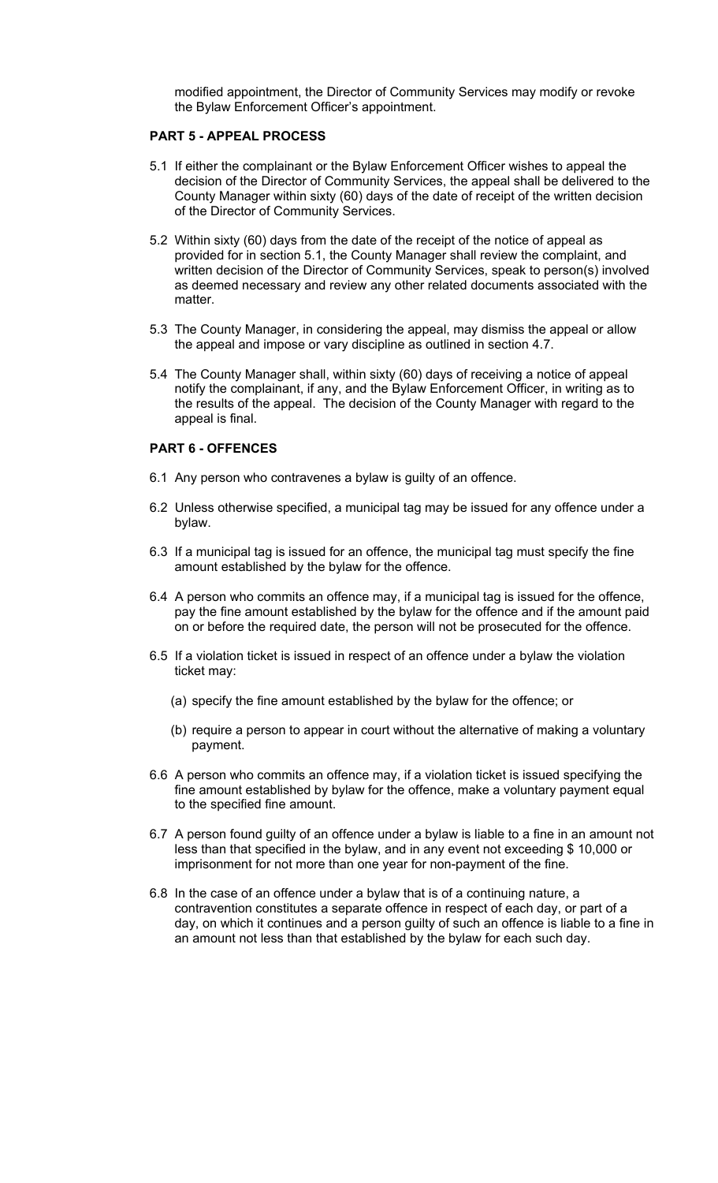modified appointment, the Director of Community Services may modify or revoke the Bylaw Enforcement Officer's appointment.

**PART 5 - APPEAL PROCESS**

5.1 If either the complainant or the Bylaw Enforcement Officer wishes to appeal the decision of the Director of Community Services, the appeal shall be delivered to the County Manager within sixty (60) days of the date of receipt of the written decision of the Director of Community Services.

5.2 Within sixty (60) days from the date of the receipt of the notice of appeal as provided for in section 5.1, the County Manager shall review the complaint, and written decision of the Director of Community Services, speak to person(s) involved as deemed necessary and review any other related documents associated with the matter.

5.3 The County Manager, in considering the appeal, may dismiss the appeal or allow the appeal and impose or vary discipline as outlined in section 4.7.

5.4 The County Manager shall, within sixty (60) days of receiving a notice of appeal notify the complainant, if any, and the Bylaw Enforcement Officer, in writing as to the results of the appeal. The decision of the County Manager with regard to the appeal is final.

**PART 6 - OFFENCES**

6.1 Any person who contravenes a bylaw is guilty of an offence.

6.2 Unless otherwise specified, a municipal tag may be issued for any offence under a bylaw.

6.3 If a municipal tag is issued for an offence, the municipal tag must specify the fine amount established by the bylaw for the offence.

6.4 A person who commits an offence may, if a municipal tag is issued for the offence, pay the fine amount established by the bylaw for the offence and if the amount paid on or before the required date, the person will not be prosecuted for the offence.

6.5 If a violation ticket is issued in respect of an offence under a bylaw the violation ticket may:

(a) specify the fine amount established by the bylaw for the offence; or

(b) require a person to appear in court without the alternative of making a voluntary payment.

6.6 A person who commits an offence may, if a violation ticket is issued specifying the fine amount established by bylaw for the offence, make a voluntary payment equal to the specified fine amount.

6.7 A person found guilty of an offence under a bylaw is liable to a fine in an amount not less than that specified in the bylaw, and in any event not exceeding $ 10,000 or imprisonment for not more than one year for non-payment of the fine.

6.8 In the case of an offence under a bylaw that is of a continuing nature, a contravention constitutes a separate offence in respect of each day, or part of a day, on which it continues and a person guilty of such an offence is liable to a fine in an amount not less than that established by the bylaw for each such day.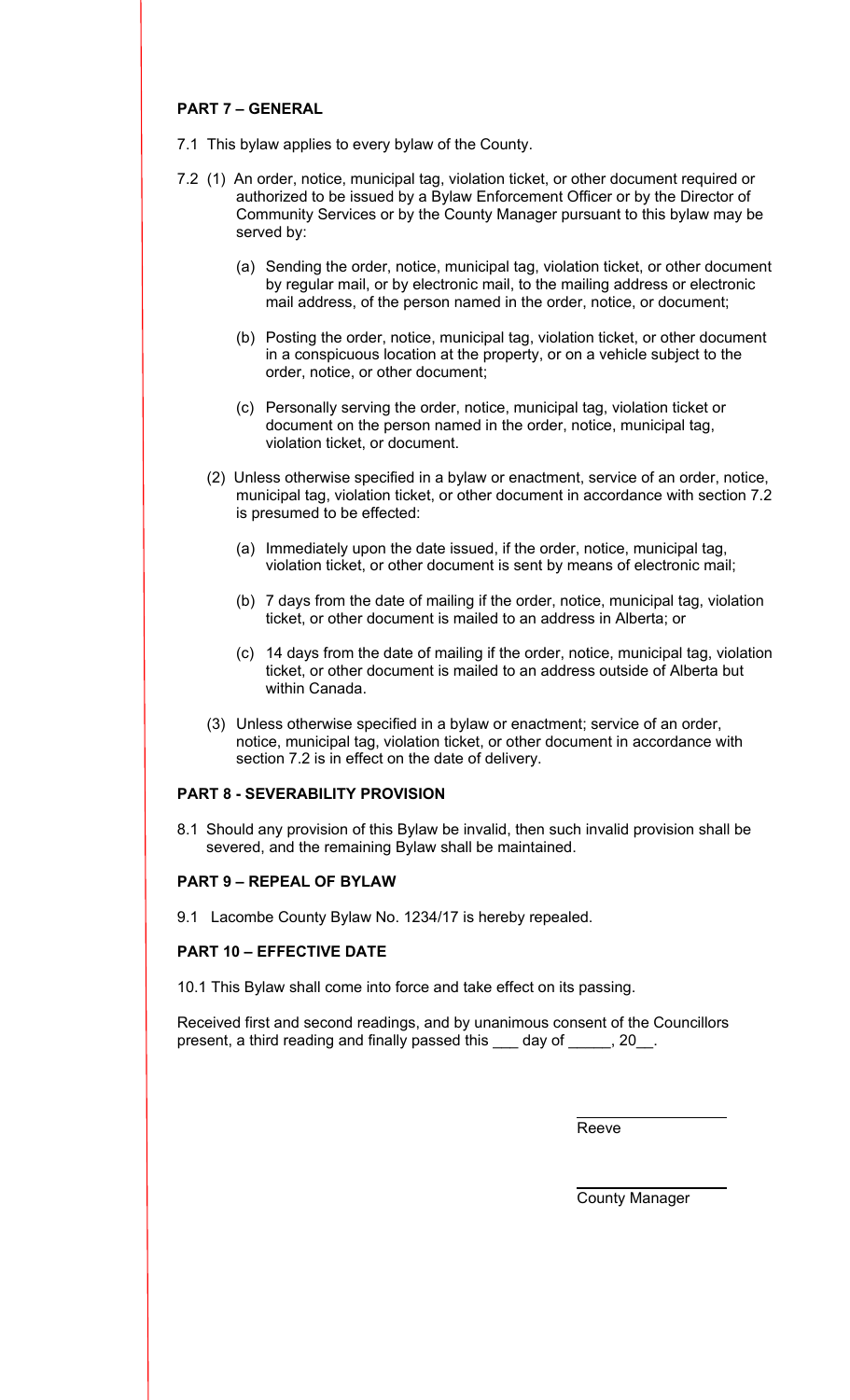## PART 7 – GENERAL

7.1 This bylaw applies to every bylaw of the County.

7.2 (1) An order, notice, municipal tag, violation ticket, or other document required or authorized to be issued by a Bylaw Enforcement Officer or by the Director of Community Services or by the County Manager pursuant to this bylaw may be served by:

(a) Sending the order, notice, municipal tag, violation ticket, or other document by regular mail, or by electronic mail, to the mailing address or electronic mail address, of the person named in the order, notice, or document;

(b) Posting the order, notice, municipal tag, violation ticket, or other document in a conspicuous location at the property, or on a vehicle subject to the order, notice, or other document;

(c) Personally serving the order, notice, municipal tag, violation ticket or document on the person named in the order, notice, municipal tag, violation ticket, or document.

(2) Unless otherwise specified in a bylaw or enactment, service of an order, notice, municipal tag, violation ticket, or other document in accordance with section 7.2 is presumed to be effected:

(a) Immediately upon the date issued, if the order, notice, municipal tag, violation ticket, or other document is sent by means of electronic mail;

(b) 7 days from the date of mailing if the order, notice, municipal tag, violation ticket, or other document is mailed to an address in Alberta; or

(c) 14 days from the date of mailing if the order, notice, municipal tag, violation ticket, or other document is mailed to an address outside of Alberta but within Canada.

(3) Unless otherwise specified in a bylaw or enactment; service of an order, notice, municipal tag, violation ticket, or other document in accordance with section 7.2 is in effect on the date of delivery.

## PART 8 - SEVERABILITY PROVISION

8.1 Should any provision of this Bylaw be invalid, then such invalid provision shall be severed, and the remaining Bylaw shall be maintained.

## PART 9 – REPEAL OF BYLAW

9.1 Lacombe County Bylaw No. 1234/17 is hereby repealed.

## PART 10 – EFFECTIVE DATE

10.1 This Bylaw shall come into force and take effect on its passing.

Received first and second readings, and by unanimous consent of the Councillors present, a third reading and finally passed this ___ day of _____, 20__.

Reeve

County Manager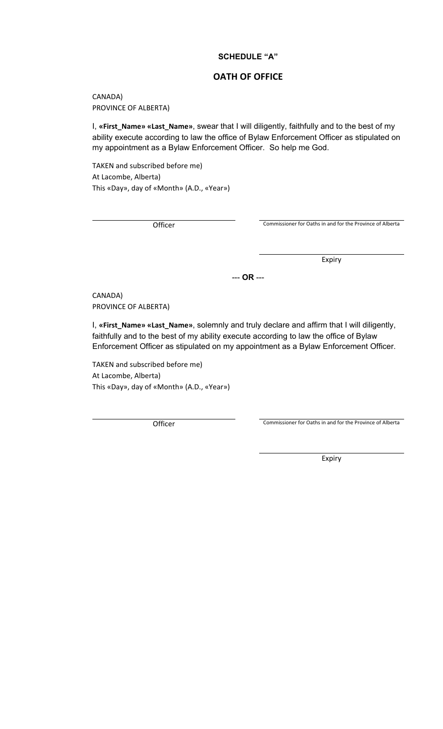**SCHEDULE "A"**

## OATH OF OFFICE

CANADA)
PROVINCE OF ALBERTA)

I, **«First_Name» «Last_Name»**, swear that I will diligently, faithfully and to the best of my ability execute according to law the office of Bylaw Enforcement Officer as stipulated on my appointment as a Bylaw Enforcement Officer. So help me God.

TAKEN and subscribed before me)
At Lacombe, Alberta)
This «Day», day of «Month» (A.D., «Year»)

_______________________________ Officer

_______________________________ Commissioner for Oaths in and for the Province of Alberta

_______________________________ Expiry

--- **OR** ---

CANADA)
PROVINCE OF ALBERTA)

I, **«First_Name» «Last_Name»**, solemnly and truly declare and affirm that I will diligently, faithfully and to the best of my ability execute according to law the office of Bylaw Enforcement Officer as stipulated on my appointment as a Bylaw Enforcement Officer.

TAKEN and subscribed before me)
At Lacombe, Alberta)
This «Day», day of «Month» (A.D., «Year»)

_______________________________ Officer

_______________________________ Commissioner for Oaths in and for the Province of Alberta

_______________________________ Expiry